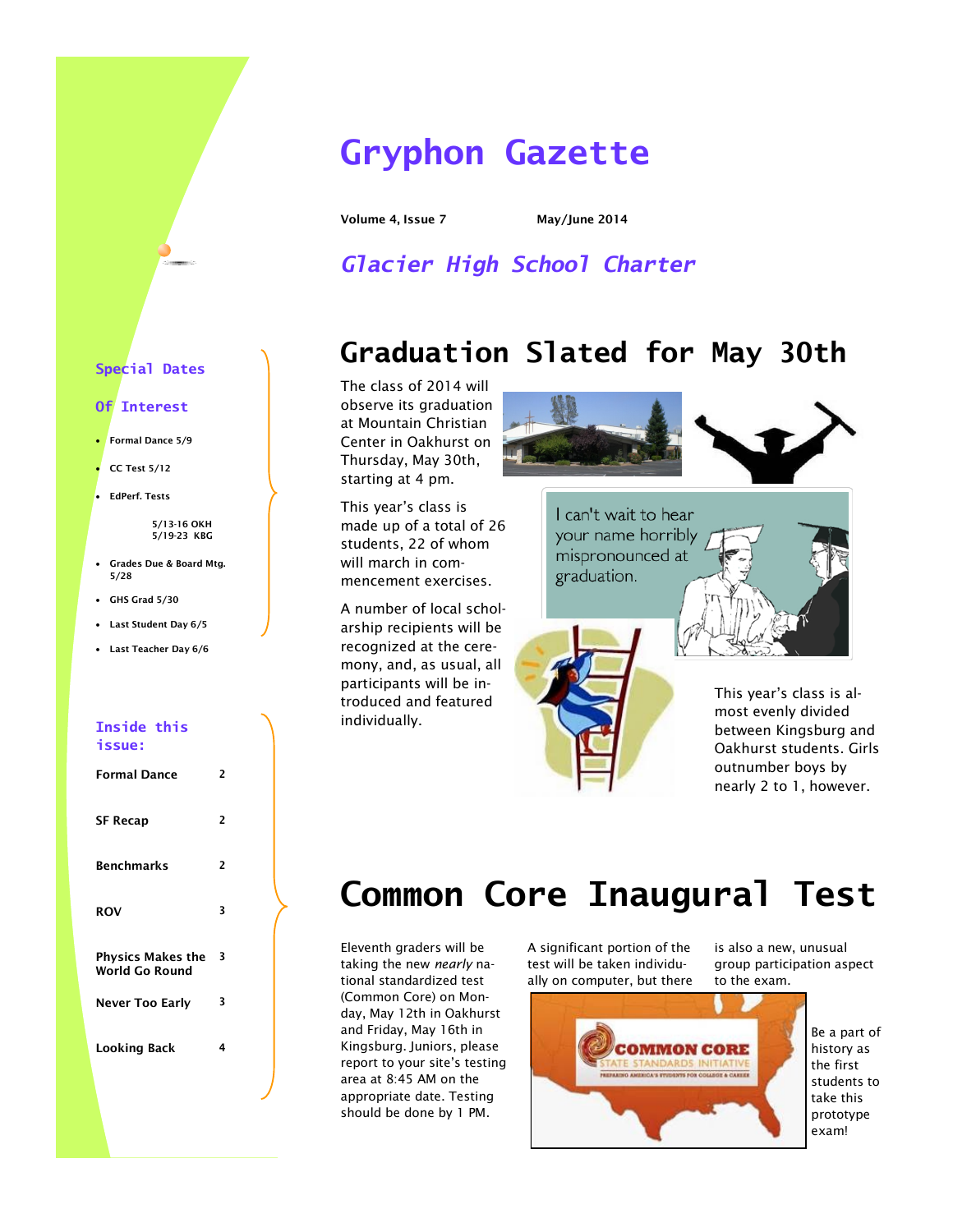# Gryphon Gazette

**Volume 4, Issue 7** **May/June 2014**

## *Glacier High School Charter*

### Special Dates Of Interest

- **Formal Dance 5/9**
- **CC Test 5/12**
- **EdPerf. Tests**

  **5/13-16 OKH**
  **5/19-23 KBG**
- **Grades Due & Board Mtg. 5/28**
- **GHS Grad 5/30**
- **Last Student Day 6/5**
- **Last Teacher Day 6/6**

### Inside this issue:

| | |
|---|---|
| **Formal Dance** | **2** |
| **SF Recap** | **2** |
| **Benchmarks** | **2** |
| **ROV** | **3** |
| **Physics Makes the World Go Round** | **3** |
| **Never Too Early** | **3** |
| **Looking Back** | **4** |

## Graduation Slated for May 30th

The class of 2014 will observe its graduation at Mountain Christian Center in Oakhurst on Thursday, May 30th, starting at 4 pm.

This year's class is made up of a total of 26 students, 22 of whom will march in commencement exercises.

A number of local scholarship recipients will be recognized at the ceremony, and, as usual, all participants will be introduced and featured individually.

I can't wait to hear your name horribly mispronounced at graduation.

This year's class is almost evenly divided between Kingsburg and Oakhurst students. Girls outnumber boys by nearly 2 to 1, however.

## Common Core Inaugural Test

Eleventh graders will be taking the new *nearly* national standardized test (Common Core) on Monday, May 12th in Oakhurst and Friday, May 16th in Kingsburg. Juniors, please report to your site's testing area at 8:45 AM on the appropriate date. Testing should be done by 1 PM.

A significant portion of the test will be taken individually on computer, but there is also a new, unusual group participation aspect to the exam.

COMMON CORE STATE STANDARDS INITIATIVE PREPARING AMERICA'S STUDENTS FOR COLLEGE & CAREER

Be a part of history as the first students to take this prototype exam!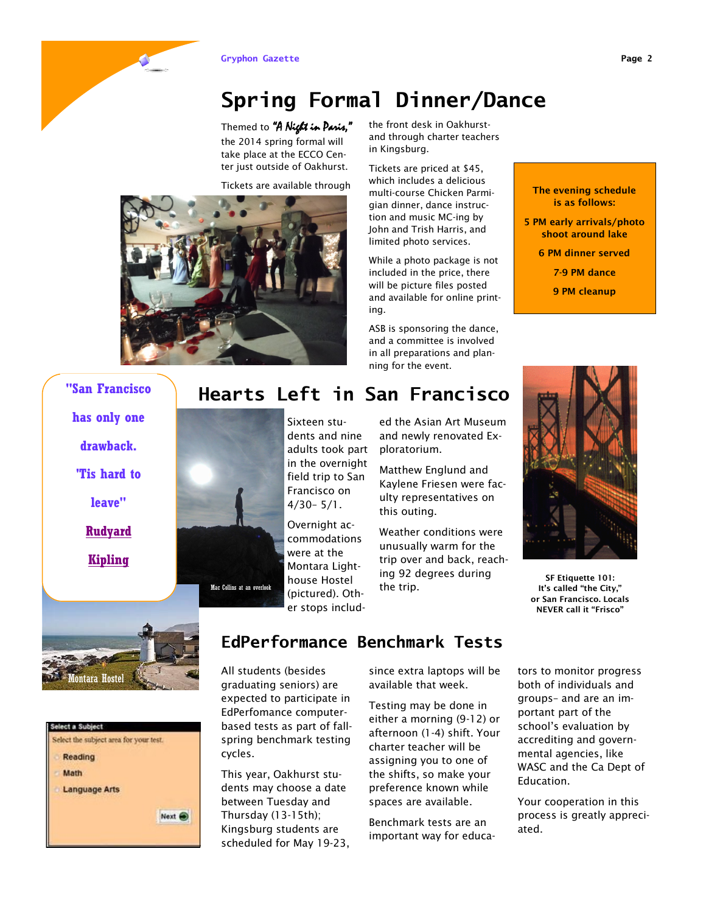# Spring Formal Dinner/Dance

Themed to *"A Night in Paris,"* the 2014 spring formal will take place at the ECCO Center just outside of Oakhurst.

Tickets are available through the front desk in Oakhurst- and through charter teachers in Kingsburg.

Tickets are priced at $45, which includes a delicious multi-course Chicken Parmigian dinner, dance instruction and music MC-ing by John and Trish Harris, and limited photo services.

While a photo package is not included in the price, there will be picture files posted and available for online printing.

ASB is sponsoring the dance, and a committee is involved in all preparations and planning for the event.

**The evening schedule is as follows:**

**5 PM early arrivals/photo shoot around lake**

**6 PM dinner served**

**7-9 PM dance**

**9 PM cleanup**

"San Francisco has only one drawback. 'Tis hard to leave" Rudyard Kipling

# Hearts Left in San Francisco

Sixteen students and nine adults took part in the overnight field trip to San Francisco on 4/30- 5/1.

Overnight accommodations were at the Montara Lighthouse Hostel (pictured). Other stops included the Asian Art Museum and newly renovated Exploratorium.

Matthew Englund and Kaylene Friesen were faculty representatives on this outing.

Weather conditions were unusually warm for the trip over and back, reaching 92 degrees during the trip.

Mac Collins at an overlook

Montara Hostel

**SF Etiquette 101: It's called "the City," or San Francisco. Locals NEVER call it "Frisco"**

# EdPerformance Benchmark Tests

All students (besides graduating seniors) are expected to participate in EdPerfomance computer-based tests as part of fall-spring benchmark testing cycles.

This year, Oakhurst students may choose a date between Tuesday and Thursday (13-15th); Kingsburg students are scheduled for May 19-23, since extra laptops will be available that week.

Testing may be done in either a morning (9-12) or afternoon (1-4) shift. Your charter teacher will be assigning you to one of the shifts, so make your preference known while spaces are available.

Benchmark tests are an important way for educators to monitor progress both of individuals and groups- and are an important part of the school's evaluation by accrediting and governmental agencies, like WASC and the Ca Dept of Education.

Your cooperation in this process is greatly appreciated.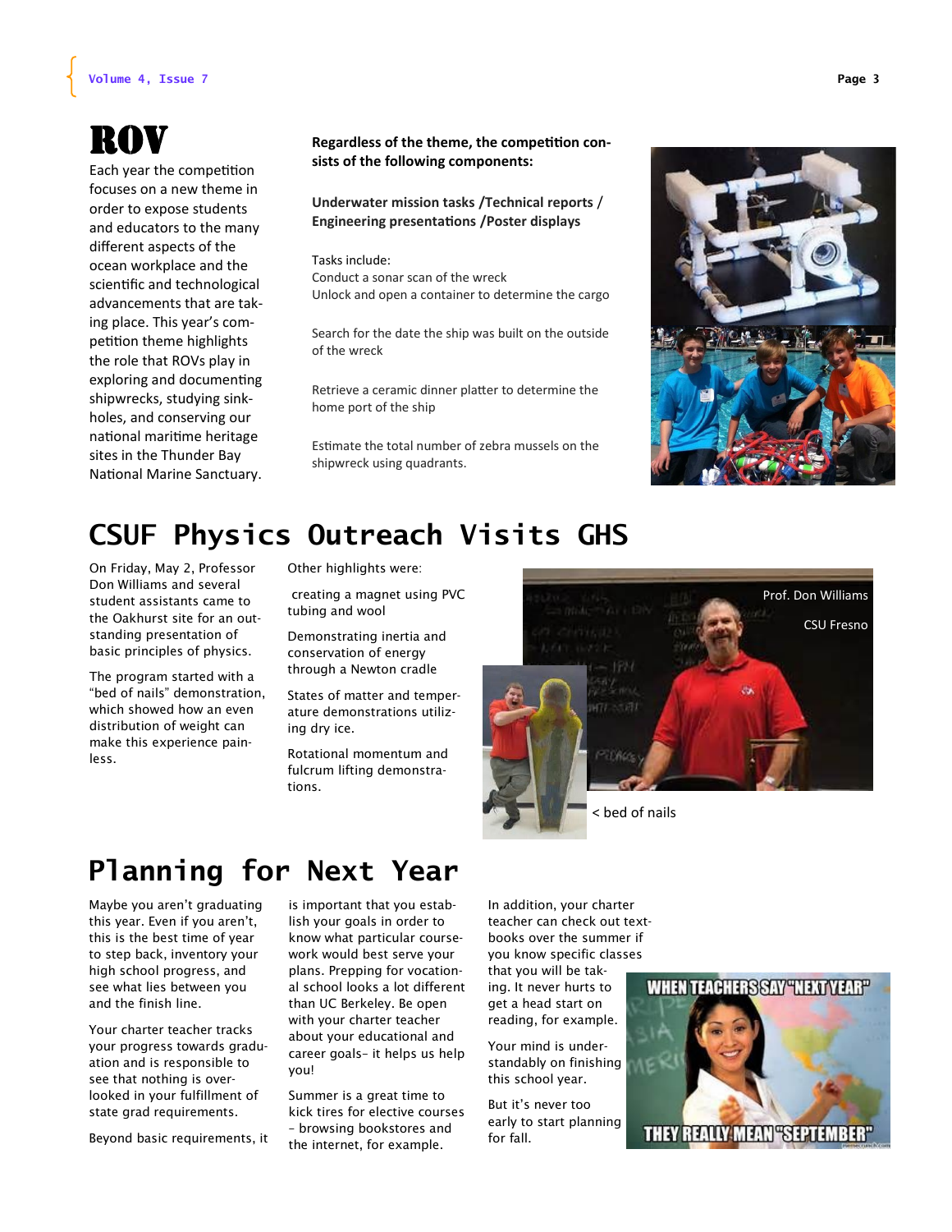# ROV

Each year the competition focuses on a new theme in order to expose students and educators to the many different aspects of the ocean workplace and the scientific and technological advancements that are taking place. This year's competition theme highlights the role that ROVs play in exploring and documenting shipwrecks, studying sinkholes, and conserving our national maritime heritage sites in the Thunder Bay National Marine Sanctuary.

**Regardless of the theme, the competition consists of the following components:**

**Underwater mission tasks /Technical reports / Engineering presentations /Poster displays**

Tasks include:
Conduct a sonar scan of the wreck
Unlock and open a container to determine the cargo

Search for the date the ship was built on the outside of the wreck

Retrieve a ceramic dinner platter to determine the home port of the ship

Estimate the total number of zebra mussels on the shipwreck using quadrants.

# CSUF Physics Outreach Visits GHS

On Friday, May 2, Professor Don Williams and several student assistants came to the Oakhurst site for an outstanding presentation of basic principles of physics.

The program started with a "bed of nails" demonstration, which showed how an even distribution of weight can make this experience painless.

Other highlights were:

creating a magnet using PVC tubing and wool

Demonstrating inertia and conservation of energy through a Newton cradle

States of matter and temperature demonstrations utilizing dry ice.

Rotational momentum and fulcrum lifting demonstrations.

Prof. Don Williams

CSU Fresno

< bed of nails

# Planning for Next Year

Maybe you aren't graduating this year. Even if you aren't, this is the best time of year to step back, inventory your high school progress, and see what lies between you and the finish line.

Your charter teacher tracks your progress towards graduation and is responsible to see that nothing is overlooked in your fulfillment of state grad requirements.

Beyond basic requirements, it is important that you establish your goals in order to know what particular coursework would best serve your plans. Prepping for vocational school looks a lot different than UC Berkeley. Be open with your charter teacher about your educational and career goals– it helps us help you!

Summer is a great time to kick tires for elective courses – browsing bookstores and the internet, for example.

In addition, your charter teacher can check out textbooks over the summer if you know specific classes that you will be taking. It never hurts to get a head start on reading, for example.

Your mind is understandably on finishing this school year.

But it's never too early to start planning for fall.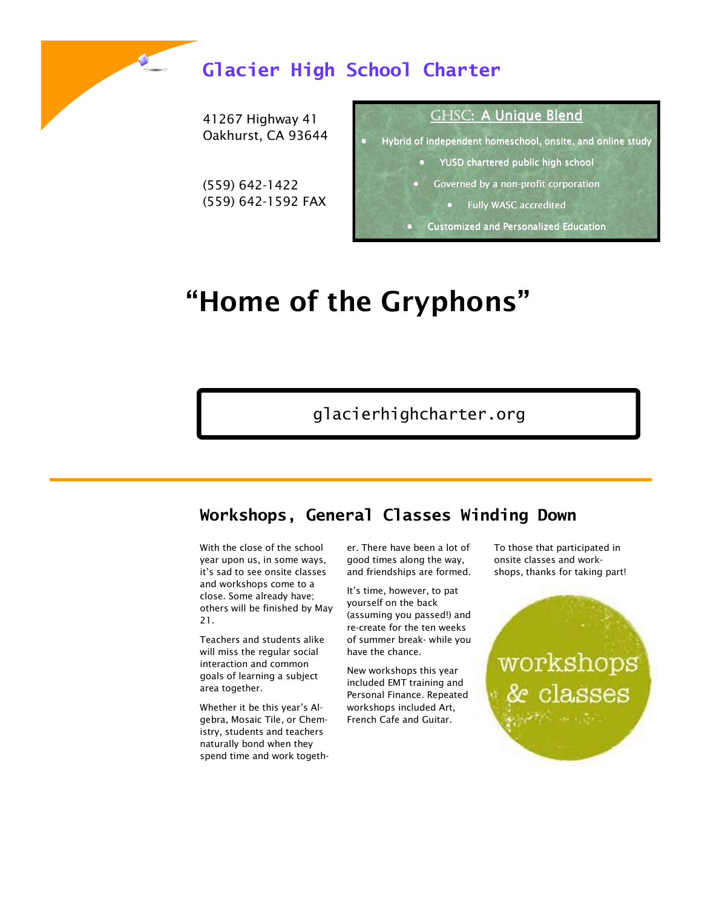# Glacier High School Charter

41267 Highway 41
Oakhurst, CA 93644

(559) 642-1422
(559) 642-1592 FAX

**GHSC: A Unique Blend**

- Hybrid of independent homeschool, onsite, and online study
- YUSD chartered public high school
- Governed by a non-profit corporation
- Fully WASC accredited
- Customized and Personalized Education

# "Home of the Gryphons"

glacierhighcharter.org

## Workshops, General Classes Winding Down

With the close of the school year upon us, in some ways, it's sad to see onsite classes and workshops come to a close. Some already have; others will be finished by May 21.

Teachers and students alike will miss the regular social interaction and common goals of learning a subject area together.

Whether it be this year's Algebra, Mosaic Tile, or Chemistry, students and teachers naturally bond when they spend time and work together. There have been a lot of good times along the way, and friendships are formed.

It's time, however, to pat yourself on the back (assuming you passed!) and re-create for the ten weeks of summer break- while you have the chance.

New workshops this year included EMT training and Personal Finance. Repeated workshops included Art, French Cafe and Guitar.

To those that participated in onsite classes and workshops, thanks for taking part!

workshops & classes